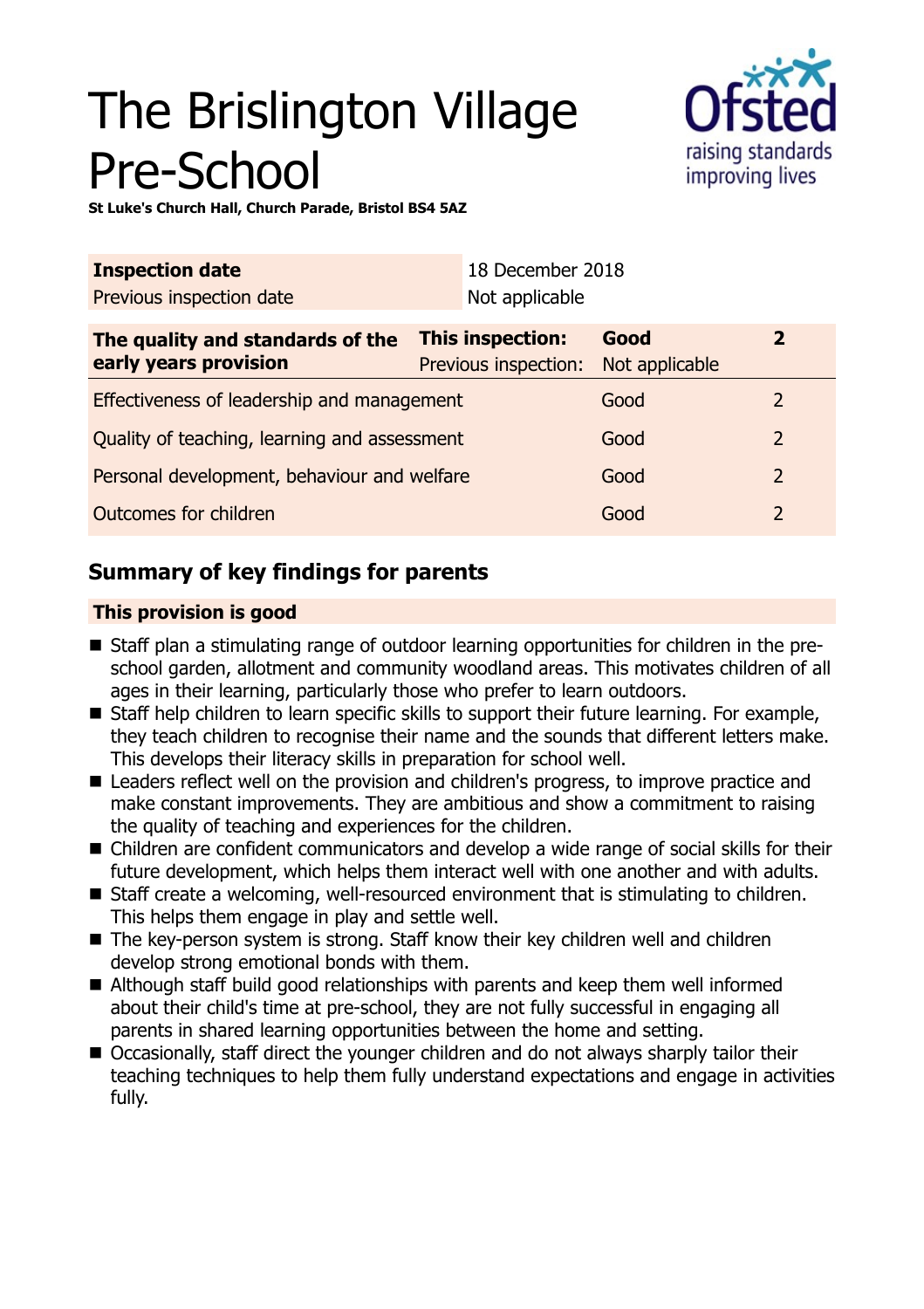# The Brislington Village Pre-School

**St Luke's Church Hall, Church Parade, Bristol BS4 5AZ**

| **Inspection date** | 18 December 2018 |
| --- | --- |
| Previous inspection date | Not applicable |

| **The quality and standards of the early years provision** | **This inspection:** | **Good** | **2** |
| --- | --- | --- | --- |
| | Previous inspection: | Not applicable | |
| Effectiveness of leadership and management | | Good | 2 |
| Quality of teaching, learning and assessment | | Good | 2 |
| Personal development, behaviour and welfare | | Good | 2 |
| Outcomes for children | | Good | 2 |

## Summary of key findings for parents

**This provision is good**

- Staff plan a stimulating range of outdoor learning opportunities for children in the pre-school garden, allotment and community woodland areas. This motivates children of all ages in their learning, particularly those who prefer to learn outdoors.
- Staff help children to learn specific skills to support their future learning. For example, they teach children to recognise their name and the sounds that different letters make. This develops their literacy skills in preparation for school well.
- Leaders reflect well on the provision and children's progress, to improve practice and make constant improvements. They are ambitious and show a commitment to raising the quality of teaching and experiences for the children.
- Children are confident communicators and develop a wide range of social skills for their future development, which helps them interact well with one another and with adults.
- Staff create a welcoming, well-resourced environment that is stimulating to children. This helps them engage in play and settle well.
- The key-person system is strong. Staff know their key children well and children develop strong emotional bonds with them.
- Although staff build good relationships with parents and keep them well informed about their child's time at pre-school, they are not fully successful in engaging all parents in shared learning opportunities between the home and setting.
- Occasionally, staff direct the younger children and do not always sharply tailor their teaching techniques to help them fully understand expectations and engage in activities fully.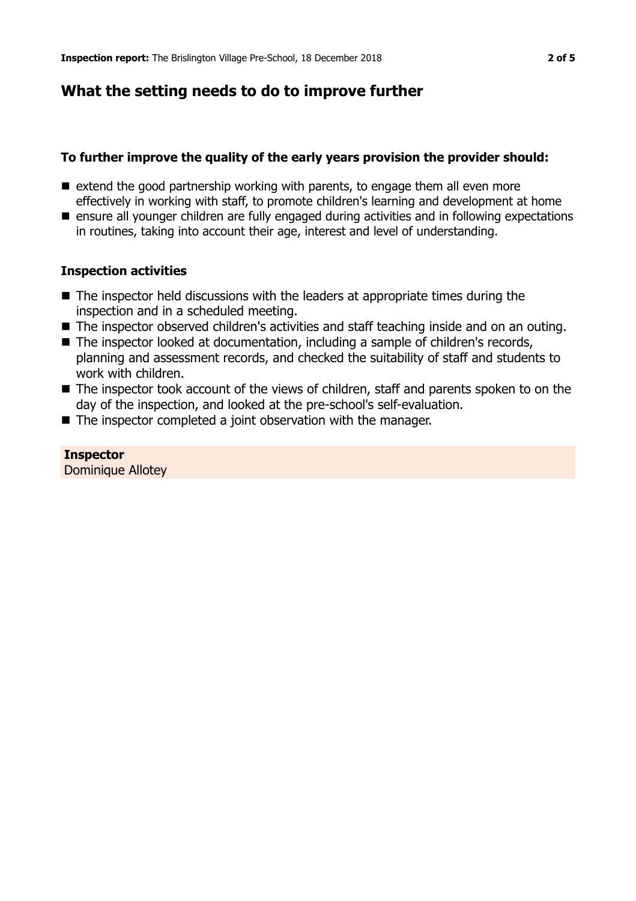## What the setting needs to do to improve further

**To further improve the quality of the early years provision the provider should:**

- extend the good partnership working with parents, to engage them all even more effectively in working with staff, to promote children's learning and development at home
- ensure all younger children are fully engaged during activities and in following expectations in routines, taking into account their age, interest and level of understanding.

### Inspection activities

- The inspector held discussions with the leaders at appropriate times during the inspection and in a scheduled meeting.
- The inspector observed children's activities and staff teaching inside and on an outing.
- The inspector looked at documentation, including a sample of children's records, planning and assessment records, and checked the suitability of staff and students to work with children.
- The inspector took account of the views of children, staff and parents spoken to on the day of the inspection, and looked at the pre-school's self-evaluation.
- The inspector completed a joint observation with the manager.

**Inspector**
Dominique Allotey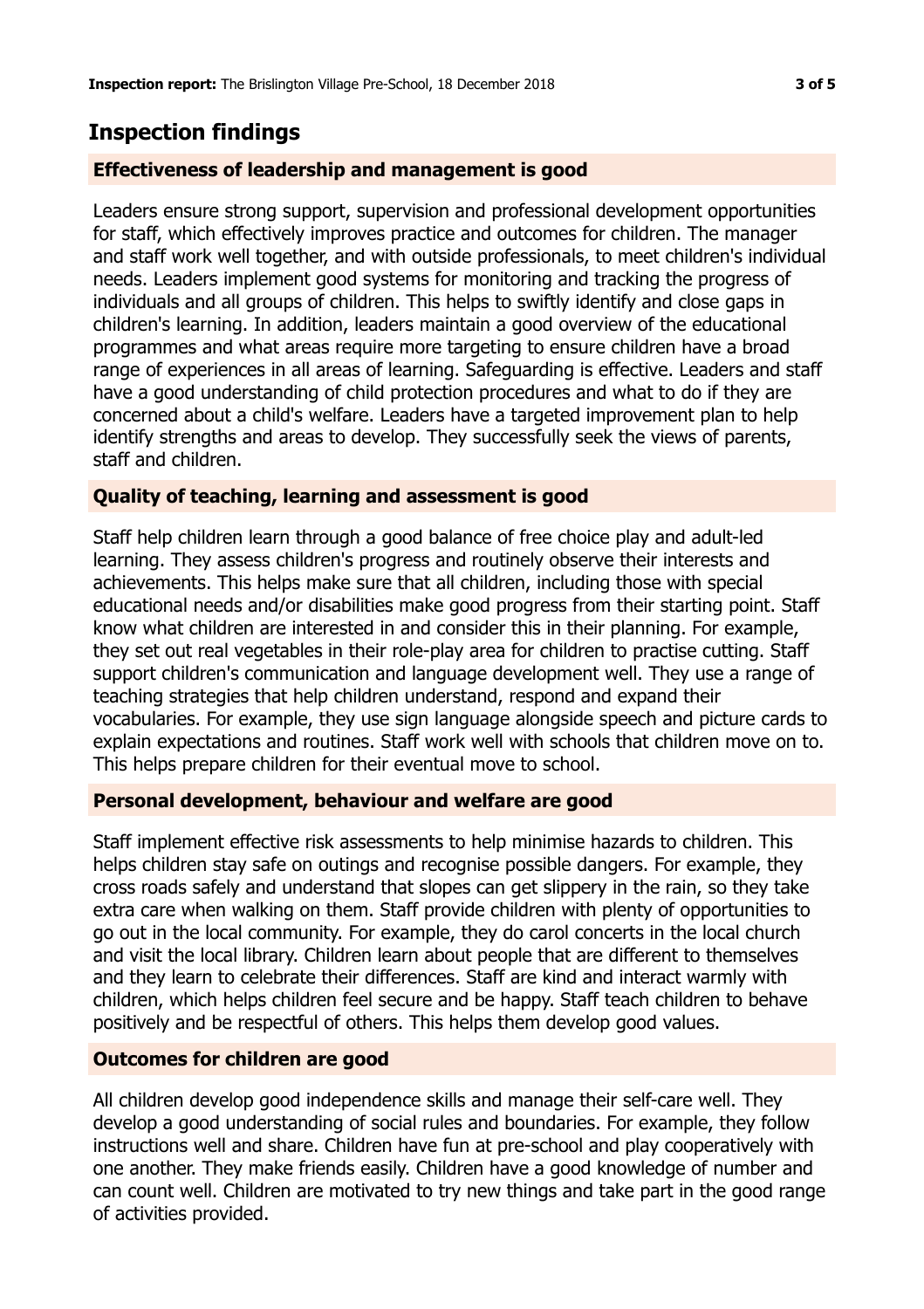## Inspection findings

### Effectiveness of leadership and management is good

Leaders ensure strong support, supervision and professional development opportunities for staff, which effectively improves practice and outcomes for children. The manager and staff work well together, and with outside professionals, to meet children's individual needs. Leaders implement good systems for monitoring and tracking the progress of individuals and all groups of children. This helps to swiftly identify and close gaps in children's learning. In addition, leaders maintain a good overview of the educational programmes and what areas require more targeting to ensure children have a broad range of experiences in all areas of learning. Safeguarding is effective. Leaders and staff have a good understanding of child protection procedures and what to do if they are concerned about a child's welfare. Leaders have a targeted improvement plan to help identify strengths and areas to develop. They successfully seek the views of parents, staff and children.

### Quality of teaching, learning and assessment is good

Staff help children learn through a good balance of free choice play and adult-led learning. They assess children's progress and routinely observe their interests and achievements. This helps make sure that all children, including those with special educational needs and/or disabilities make good progress from their starting point. Staff know what children are interested in and consider this in their planning. For example, they set out real vegetables in their role-play area for children to practise cutting. Staff support children's communication and language development well. They use a range of teaching strategies that help children understand, respond and expand their vocabularies. For example, they use sign language alongside speech and picture cards to explain expectations and routines. Staff work well with schools that children move on to. This helps prepare children for their eventual move to school.

### Personal development, behaviour and welfare are good

Staff implement effective risk assessments to help minimise hazards to children. This helps children stay safe on outings and recognise possible dangers. For example, they cross roads safely and understand that slopes can get slippery in the rain, so they take extra care when walking on them. Staff provide children with plenty of opportunities to go out in the local community. For example, they do carol concerts in the local church and visit the local library. Children learn about people that are different to themselves and they learn to celebrate their differences. Staff are kind and interact warmly with children, which helps children feel secure and be happy. Staff teach children to behave positively and be respectful of others. This helps them develop good values.

### Outcomes for children are good

All children develop good independence skills and manage their self-care well. They develop a good understanding of social rules and boundaries. For example, they follow instructions well and share. Children have fun at pre-school and play cooperatively with one another. They make friends easily. Children have a good knowledge of number and can count well. Children are motivated to try new things and take part in the good range of activities provided.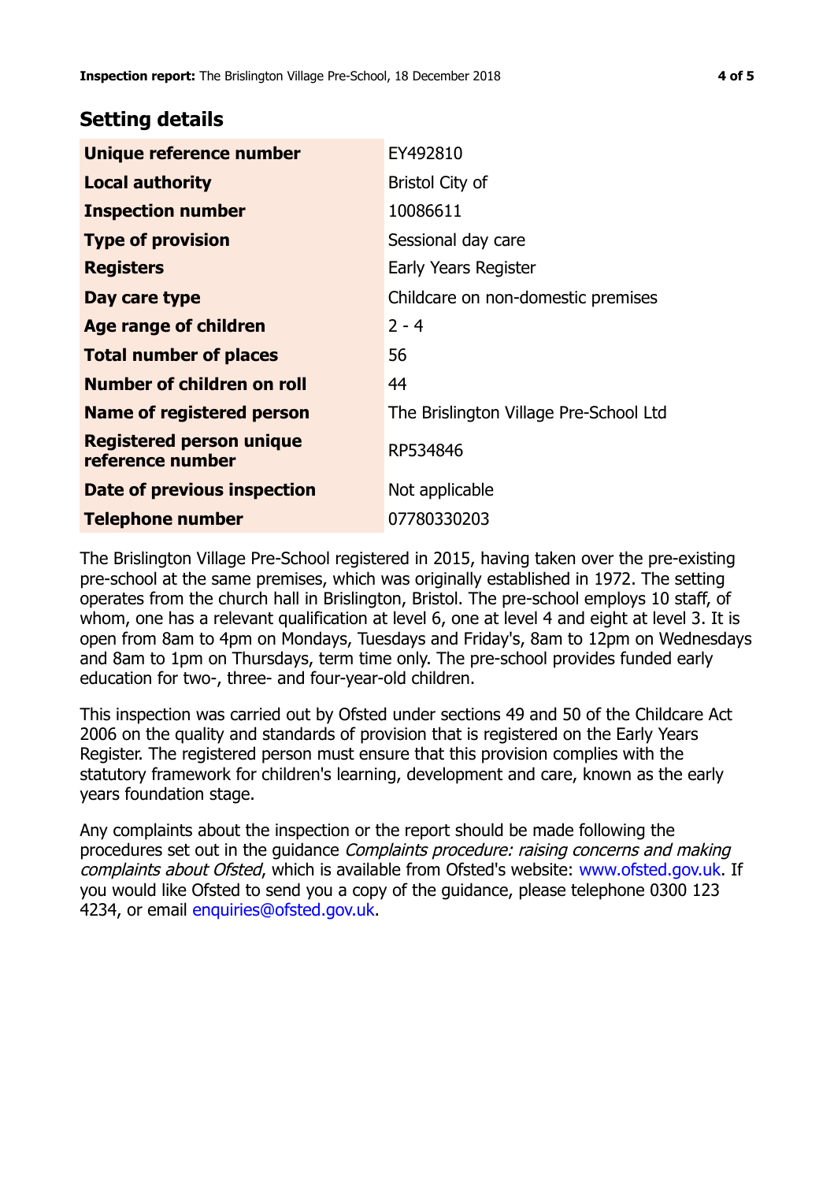## Setting details

| | |
|---|---|
| **Unique reference number** | EY492810 |
| **Local authority** | Bristol City of |
| **Inspection number** | 10086611 |
| **Type of provision** | Sessional day care |
| **Registers** | Early Years Register |
| **Day care type** | Childcare on non-domestic premises |
| **Age range of children** | 2 - 4 |
| **Total number of places** | 56 |
| **Number of children on roll** | 44 |
| **Name of registered person** | The Brislington Village Pre-School Ltd |
| **Registered person unique reference number** | RP534846 |
| **Date of previous inspection** | Not applicable |
| **Telephone number** | 07780330203 |

The Brislington Village Pre-School registered in 2015, having taken over the pre-existing pre-school at the same premises, which was originally established in 1972. The setting operates from the church hall in Brislington, Bristol. The pre-school employs 10 staff, of whom, one has a relevant qualification at level 6, one at level 4 and eight at level 3. It is open from 8am to 4pm on Mondays, Tuesdays and Friday's, 8am to 12pm on Wednesdays and 8am to 1pm on Thursdays, term time only. The pre-school provides funded early education for two-, three- and four-year-old children.

This inspection was carried out by Ofsted under sections 49 and 50 of the Childcare Act 2006 on the quality and standards of provision that is registered on the Early Years Register. The registered person must ensure that this provision complies with the statutory framework for children's learning, development and care, known as the early years foundation stage.

Any complaints about the inspection or the report should be made following the procedures set out in the guidance *Complaints procedure: raising concerns and making complaints about Ofsted*, which is available from Ofsted's website: www.ofsted.gov.uk. If you would like Ofsted to send you a copy of the guidance, please telephone 0300 123 4234, or email enquiries@ofsted.gov.uk.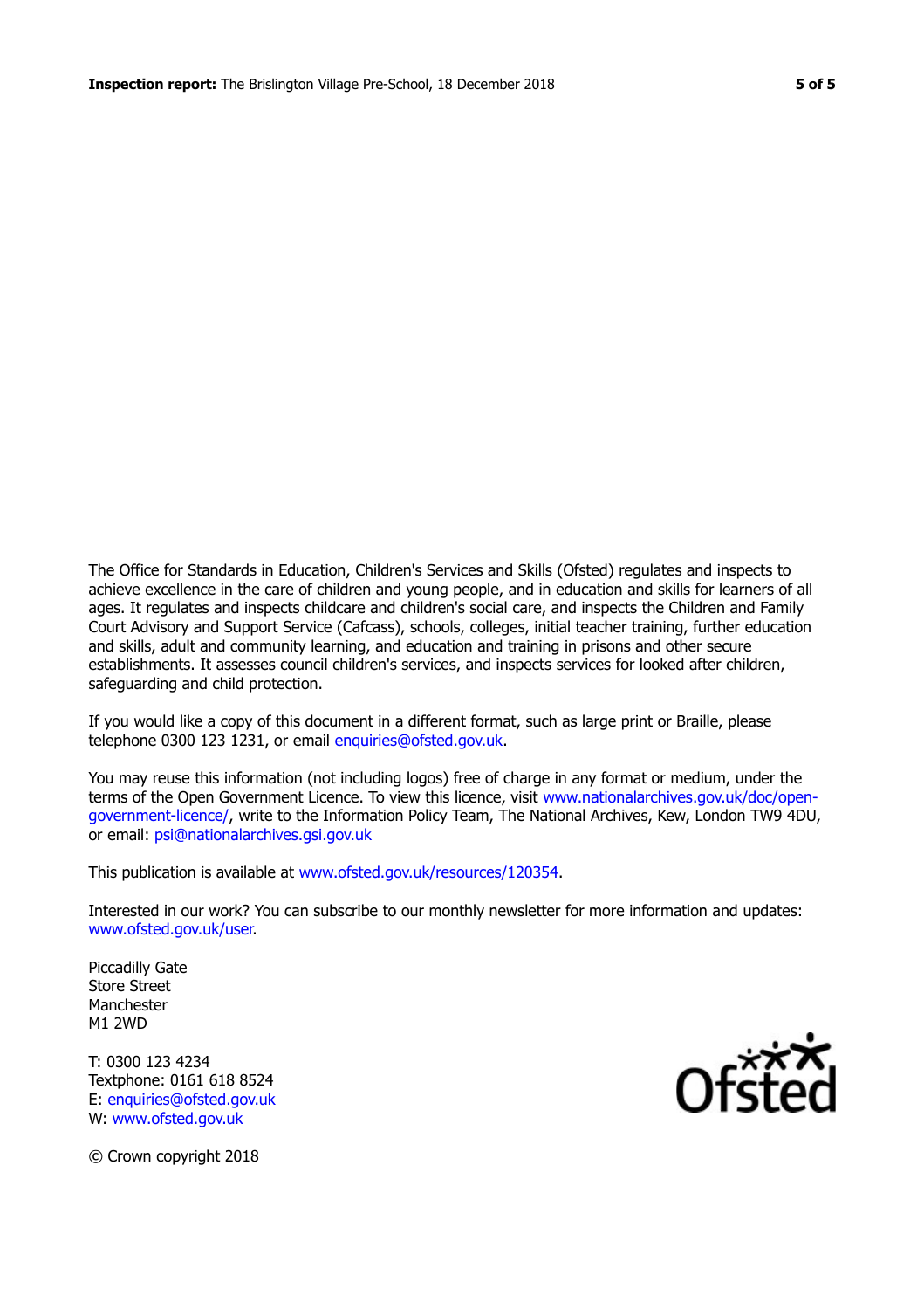The Office for Standards in Education, Children's Services and Skills (Ofsted) regulates and inspects to achieve excellence in the care of children and young people, and in education and skills for learners of all ages. It regulates and inspects childcare and children's social care, and inspects the Children and Family Court Advisory and Support Service (Cafcass), schools, colleges, initial teacher training, further education and skills, adult and community learning, and education and training in prisons and other secure establishments. It assesses council children's services, and inspects services for looked after children, safeguarding and child protection.

If you would like a copy of this document in a different format, such as large print or Braille, please telephone 0300 123 1231, or email enquiries@ofsted.gov.uk.

You may reuse this information (not including logos) free of charge in any format or medium, under the terms of the Open Government Licence. To view this licence, visit www.nationalarchives.gov.uk/doc/open-government-licence/, write to the Information Policy Team, The National Archives, Kew, London TW9 4DU, or email: psi@nationalarchives.gsi.gov.uk

This publication is available at www.ofsted.gov.uk/resources/120354.

Interested in our work? You can subscribe to our monthly newsletter for more information and updates: www.ofsted.gov.uk/user.

Piccadilly Gate
Store Street
Manchester
M1 2WD

T: 0300 123 4234
Textphone: 0161 618 8524
E: enquiries@ofsted.gov.uk
W: www.ofsted.gov.uk

© Crown copyright 2018